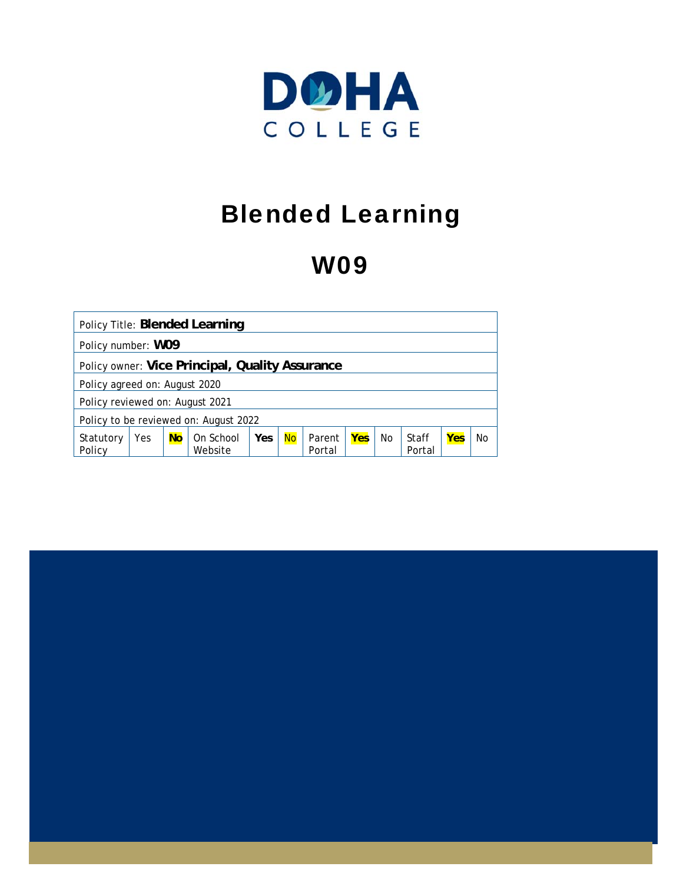DOHA COLLEGE

# Blended Learning

# W09

| Policy Title: **Blended Learning** | | | | | | | | | | | |
|---|---|---|---|---|---|---|---|---|---|---|---|
| Policy number: **W09** | | | | | | | | | | | |
| Policy owner: **Vice Principal, Quality Assurance** | | | | | | | | | | | |
| Policy agreed on: August 2020 | | | | | | | | | | | |
| Policy reviewed on: August 2021 | | | | | | | | | | | |
| Policy to be reviewed on: August 2022 | | | | | | | | | | | |
| Statutory Policy | Yes | **No** | On School Website | **Yes** | No | Parent Portal | **Yes** | No | Staff Portal | **Yes** | No |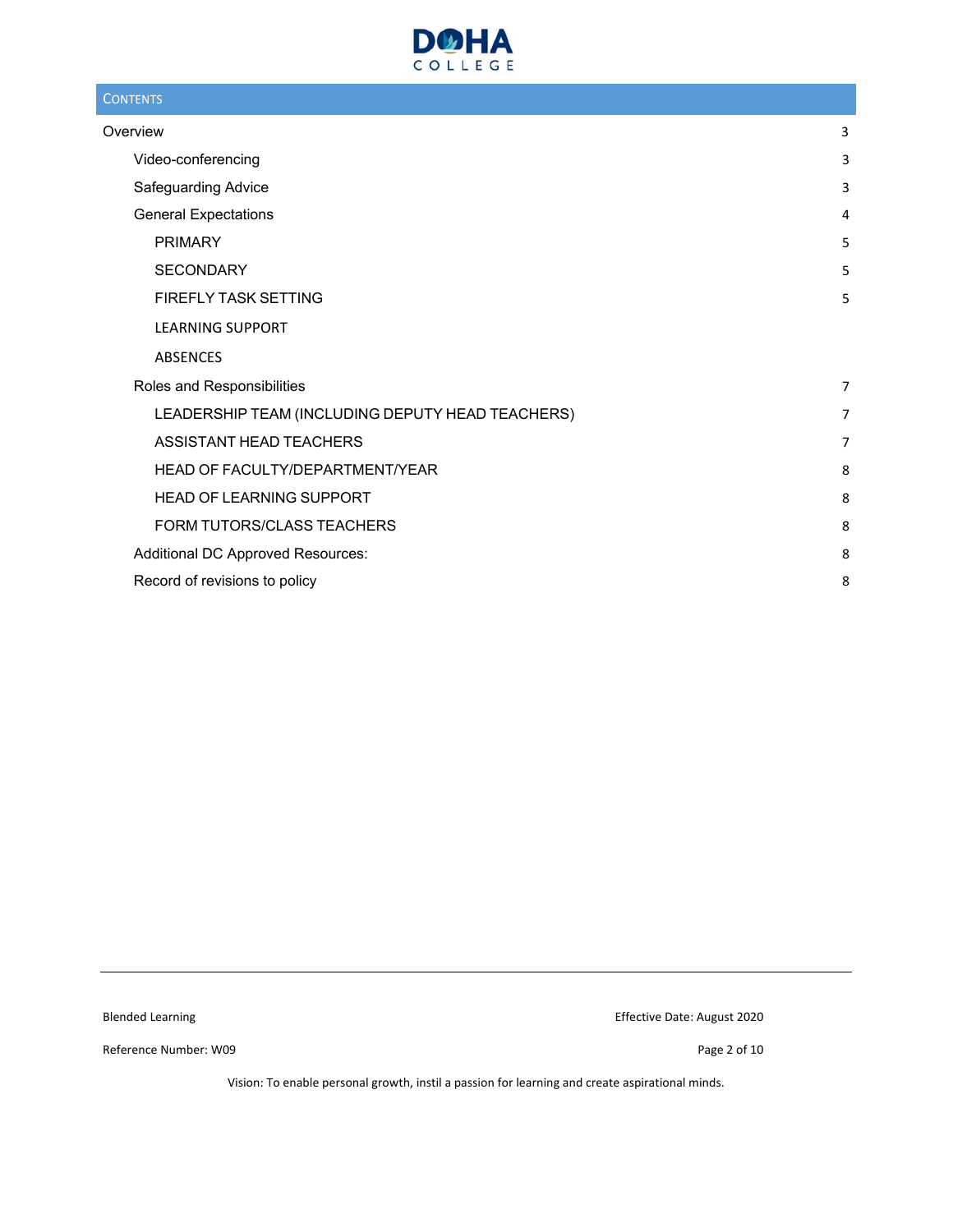## Contents

| | |
|---|---|
| Overview | 3 |
| Video-conferencing | 3 |
| Safeguarding Advice | 3 |
| General Expectations | 4 |
| PRIMARY | 5 |
| SECONDARY | 5 |
| FIREFLY TASK SETTING | 5 |
| LEARNING SUPPORT | |
| ABSENCES | |
| Roles and Responsibilities | 7 |
| LEADERSHIP TEAM (INCLUDING DEPUTY HEAD TEACHERS) | 7 |
| ASSISTANT HEAD TEACHERS | 7 |
| HEAD OF FACULTY/DEPARTMENT/YEAR | 8 |
| HEAD OF LEARNING SUPPORT | 8 |
| FORM TUTORS/CLASS TEACHERS | 8 |
| Additional DC Approved Resources: | 8 |
| Record of revisions to policy | 8 |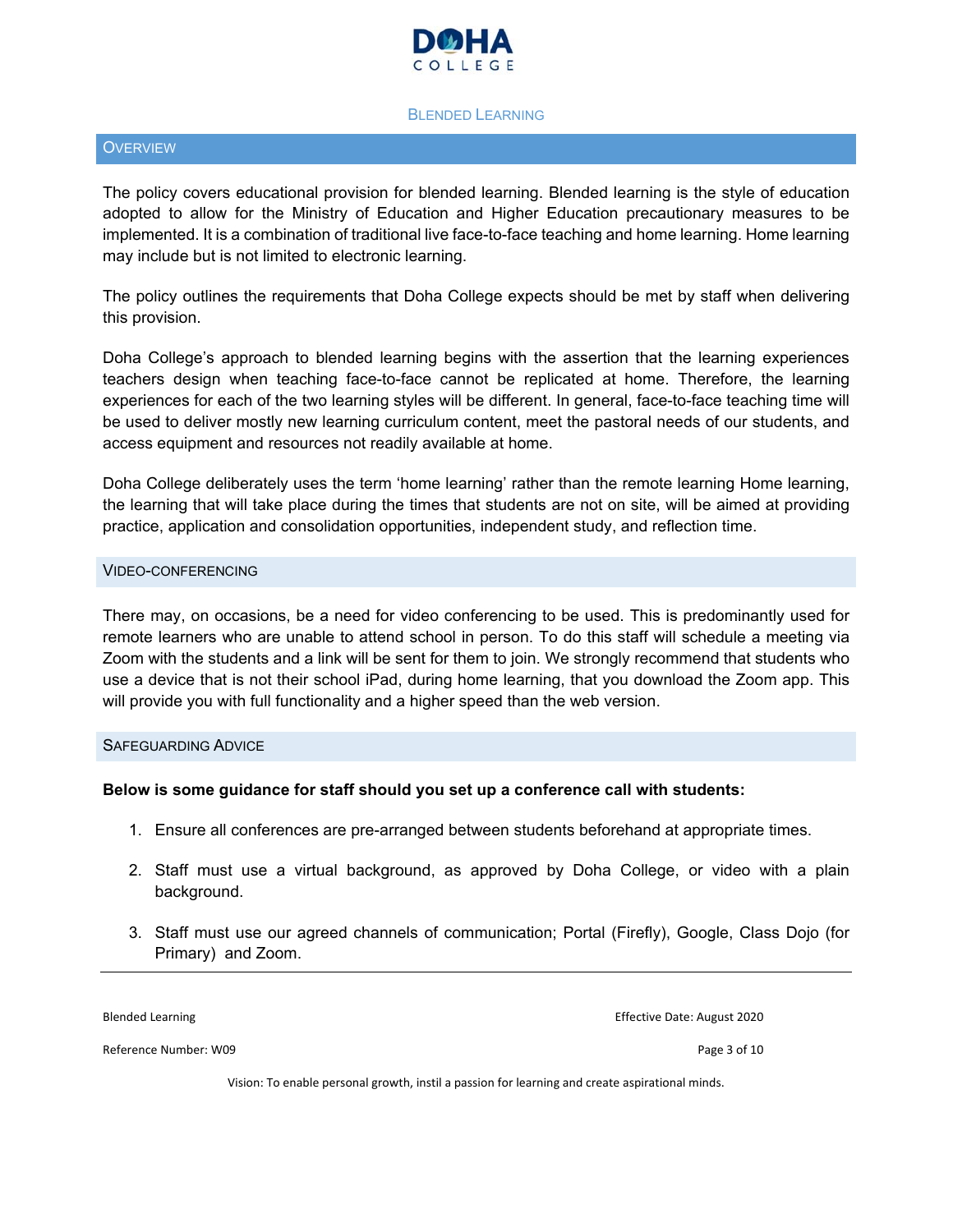# Blended Learning

## Overview

The policy covers educational provision for blended learning. Blended learning is the style of education adopted to allow for the Ministry of Education and Higher Education precautionary measures to be implemented. It is a combination of traditional live face-to-face teaching and home learning. Home learning may include but is not limited to electronic learning.

The policy outlines the requirements that Doha College expects should be met by staff when delivering this provision.

Doha College's approach to blended learning begins with the assertion that the learning experiences teachers design when teaching face-to-face cannot be replicated at home. Therefore, the learning experiences for each of the two learning styles will be different. In general, face-to-face teaching time will be used to deliver mostly new learning curriculum content, meet the pastoral needs of our students, and access equipment and resources not readily available at home.

Doha College deliberately uses the term 'home learning' rather than the remote learning Home learning, the learning that will take place during the times that students are not on site, will be aimed at providing practice, application and consolidation opportunities, independent study, and reflection time.

### Video-conferencing

There may, on occasions, be a need for video conferencing to be used. This is predominantly used for remote learners who are unable to attend school in person. To do this staff will schedule a meeting via Zoom with the students and a link will be sent for them to join. We strongly recommend that students who use a device that is not their school iPad, during home learning, that you download the Zoom app. This will provide you with full functionality and a higher speed than the web version.

### Safeguarding Advice

**Below is some guidance for staff should you set up a conference call with students:**

1. Ensure all conferences are pre-arranged between students beforehand at appropriate times.
2. Staff must use a virtual background, as approved by Doha College, or video with a plain background.
3. Staff must use our agreed channels of communication; Portal (Firefly), Google, Class Dojo (for Primary) and Zoom.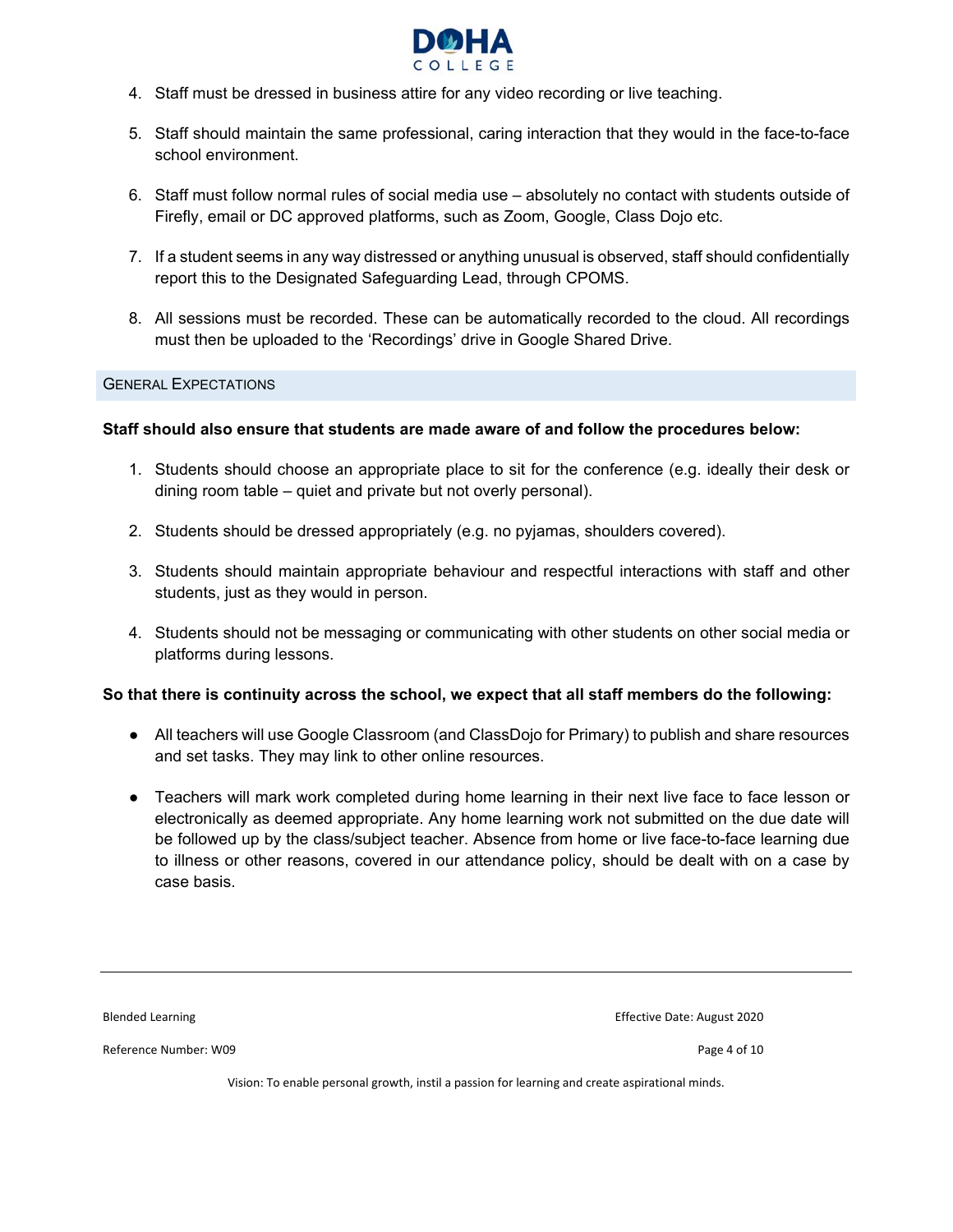4. Staff must be dressed in business attire for any video recording or live teaching.

5. Staff should maintain the same professional, caring interaction that they would in the face-to-face school environment.

6. Staff must follow normal rules of social media use – absolutely no contact with students outside of Firefly, email or DC approved platforms, such as Zoom, Google, Class Dojo etc.

7. If a student seems in any way distressed or anything unusual is observed, staff should confidentially report this to the Designated Safeguarding Lead, through CPOMS.

8. All sessions must be recorded. These can be automatically recorded to the cloud. All recordings must then be uploaded to the 'Recordings' drive in Google Shared Drive.

## General Expectations

**Staff should also ensure that students are made aware of and follow the procedures below:**

1. Students should choose an appropriate place to sit for the conference (e.g. ideally their desk or dining room table – quiet and private but not overly personal).

2. Students should be dressed appropriately (e.g. no pyjamas, shoulders covered).

3. Students should maintain appropriate behaviour and respectful interactions with staff and other students, just as they would in person.

4. Students should not be messaging or communicating with other students on other social media or platforms during lessons.

**So that there is continuity across the school, we expect that all staff members do the following:**

- All teachers will use Google Classroom (and ClassDojo for Primary) to publish and share resources and set tasks. They may link to other online resources.

- Teachers will mark work completed during home learning in their next live face to face lesson or electronically as deemed appropriate. Any home learning work not submitted on the due date will be followed up by the class/subject teacher. Absence from home or live face-to-face learning due to illness or other reasons, covered in our attendance policy, should be dealt with on a case by case basis.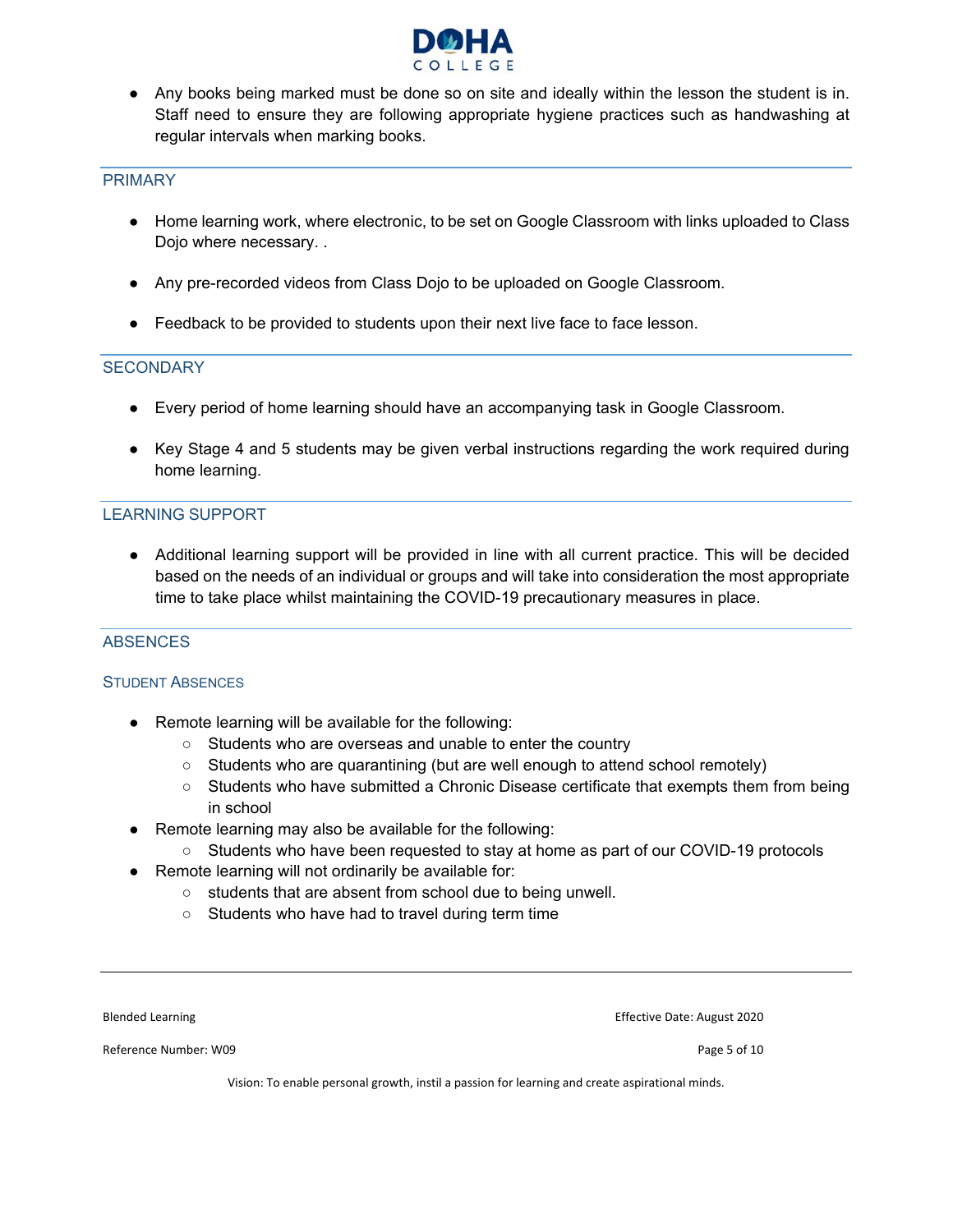- Any books being marked must be done so on site and ideally within the lesson the student is in. Staff need to ensure they are following appropriate hygiene practices such as handwashing at regular intervals when marking books.

## PRIMARY

- Home learning work, where electronic, to be set on Google Classroom with links uploaded to Class Dojo where necessary. .
- Any pre-recorded videos from Class Dojo to be uploaded on Google Classroom.
- Feedback to be provided to students upon their next live face to face lesson.

## SECONDARY

- Every period of home learning should have an accompanying task in Google Classroom.
- Key Stage 4 and 5 students may be given verbal instructions regarding the work required during home learning.

## LEARNING SUPPORT

- Additional learning support will be provided in line with all current practice. This will be decided based on the needs of an individual or groups and will take into consideration the most appropriate time to take place whilst maintaining the COVID-19 precautionary measures in place.

## ABSENCES

### Student Absences

- Remote learning will be available for the following:
  - Students who are overseas and unable to enter the country
  - Students who are quarantining (but are well enough to attend school remotely)
  - Students who have submitted a Chronic Disease certificate that exempts them from being in school
- Remote learning may also be available for the following:
  - Students who have been requested to stay at home as part of our COVID-19 protocols
- Remote learning will not ordinarily be available for:
  - students that are absent from school due to being unwell.
  - Students who have had to travel during term time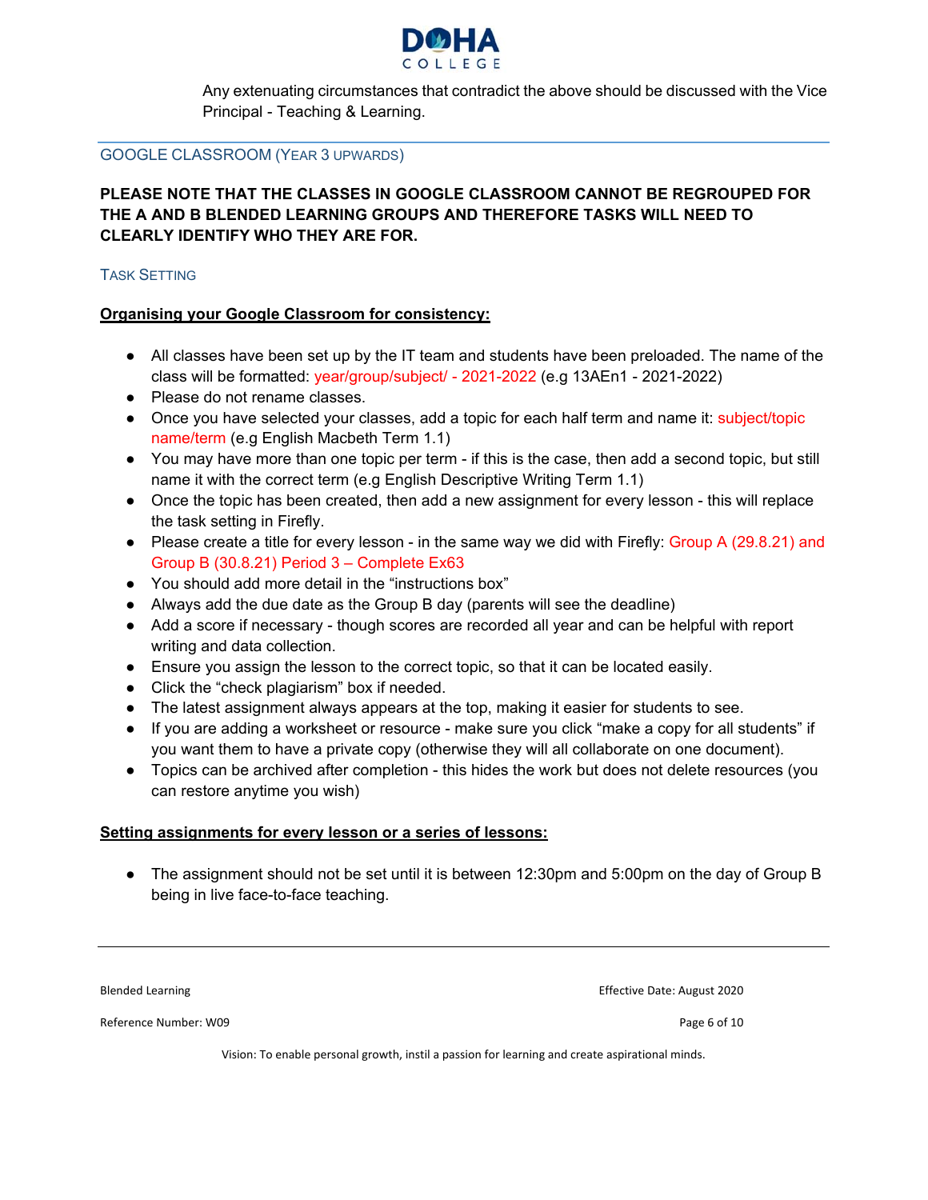Any extenuating circumstances that contradict the above should be discussed with the Vice Principal - Teaching & Learning.

## GOOGLE CLASSROOM (YEAR 3 UPWARDS)

**PLEASE NOTE THAT THE CLASSES IN GOOGLE CLASSROOM CANNOT BE REGROUPED FOR THE A AND B BLENDED LEARNING GROUPS AND THEREFORE TASKS WILL NEED TO CLEARLY IDENTIFY WHO THEY ARE FOR.**

### TASK SETTING

**Organising your Google Classroom for consistency:**

- All classes have been set up by the IT team and students have been preloaded. The name of the class will be formatted: year/group/subject/ - 2021-2022 (e.g 13AEn1 - 2021-2022)
- Please do not rename classes.
- Once you have selected your classes, add a topic for each half term and name it: subject/topic name/term (e.g English Macbeth Term 1.1)
- You may have more than one topic per term - if this is the case, then add a second topic, but still name it with the correct term (e.g English Descriptive Writing Term 1.1)
- Once the topic has been created, then add a new assignment for every lesson - this will replace the task setting in Firefly.
- Please create a title for every lesson - in the same way we did with Firefly: Group A (29.8.21) and Group B (30.8.21) Period 3 – Complete Ex63
- You should add more detail in the "instructions box"
- Always add the due date as the Group B day (parents will see the deadline)
- Add a score if necessary - though scores are recorded all year and can be helpful with report writing and data collection.
- Ensure you assign the lesson to the correct topic, so that it can be located easily.
- Click the "check plagiarism" box if needed.
- The latest assignment always appears at the top, making it easier for students to see.
- If you are adding a worksheet or resource - make sure you click "make a copy for all students" if you want them to have a private copy (otherwise they will all collaborate on one document).
- Topics can be archived after completion - this hides the work but does not delete resources (you can restore anytime you wish)

**Setting assignments for every lesson or a series of lessons:**

- The assignment should not be set until it is between 12:30pm and 5:00pm on the day of Group B being in live face-to-face teaching.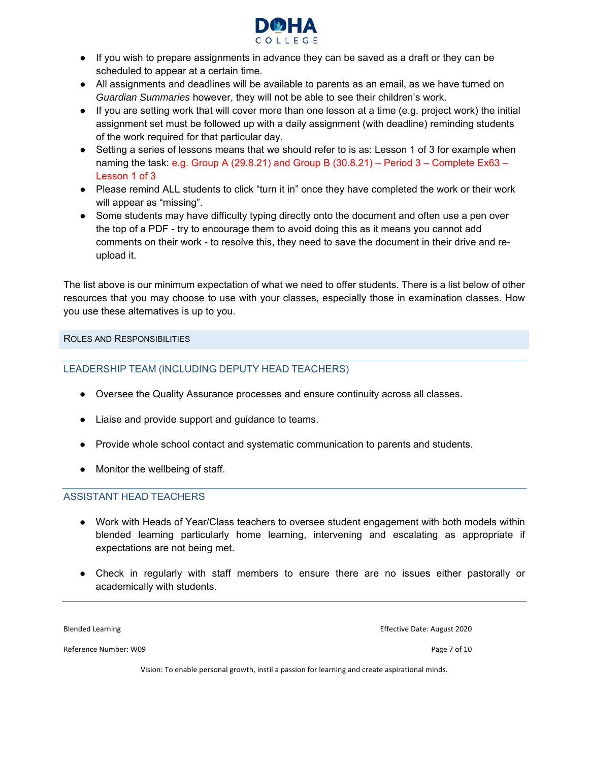- If you wish to prepare assignments in advance they can be saved as a draft or they can be scheduled to appear at a certain time.
- All assignments and deadlines will be available to parents as an email, as we have turned on *Guardian Summaries* however, they will not be able to see their children's work.
- If you are setting work that will cover more than one lesson at a time (e.g. project work) the initial assignment set must be followed up with a daily assignment (with deadline) reminding students of the work required for that particular day.
- Setting a series of lessons means that we should refer to is as: Lesson 1 of 3 for example when naming the task: e.g. Group A (29.8.21) and Group B (30.8.21) – Period 3 – Complete Ex63 – Lesson 1 of 3
- Please remind ALL students to click "turn it in" once they have completed the work or their work will appear as "missing".
- Some students may have difficulty typing directly onto the document and often use a pen over the top of a PDF - try to encourage them to avoid doing this as it means you cannot add comments on their work - to resolve this, they need to save the document in their drive and re-upload it.

The list above is our minimum expectation of what we need to offer students. There is a list below of other resources that you may choose to use with your classes, especially those in examination classes. How you use these alternatives is up to you.

## Roles and Responsibilities

### LEADERSHIP TEAM (INCLUDING DEPUTY HEAD TEACHERS)

- Oversee the Quality Assurance processes and ensure continuity across all classes.
- Liaise and provide support and guidance to teams.
- Provide whole school contact and systematic communication to parents and students.
- Monitor the wellbeing of staff.

### ASSISTANT HEAD TEACHERS

- Work with Heads of Year/Class teachers to oversee student engagement with both models within blended learning particularly home learning, intervening and escalating as appropriate if expectations are not being met.
- Check in regularly with staff members to ensure there are no issues either pastorally or academically with students.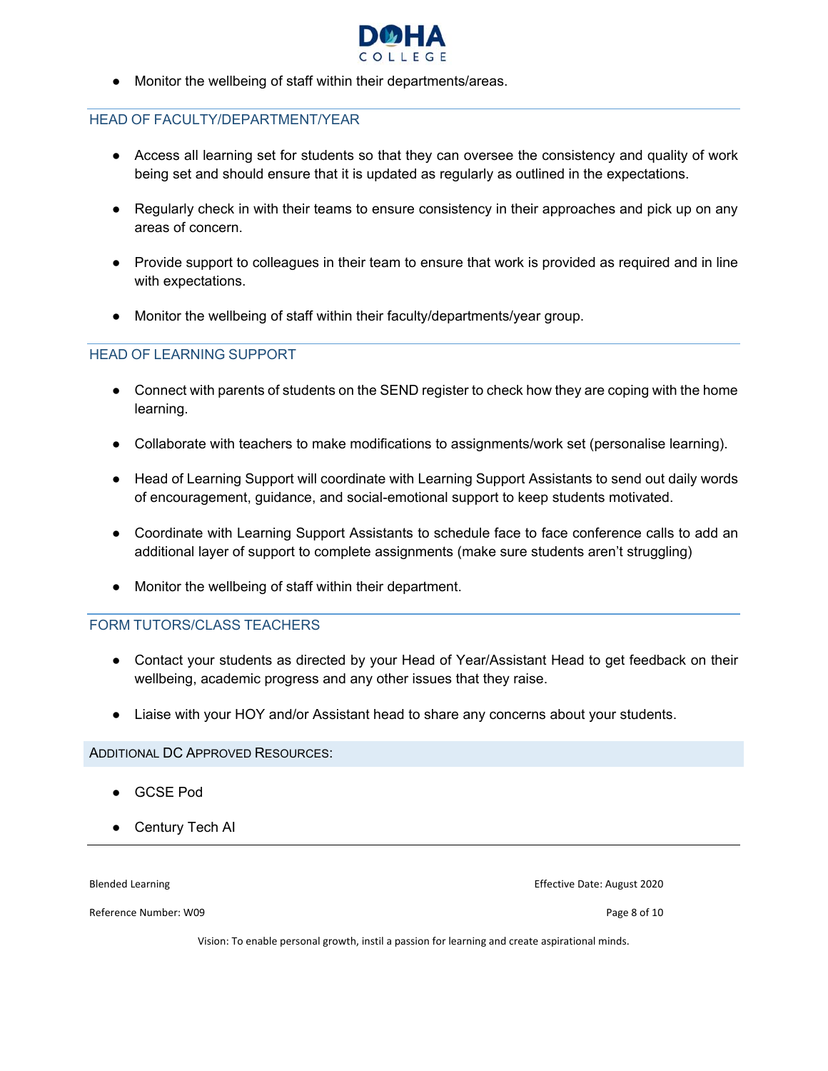- Monitor the wellbeing of staff within their departments/areas.

## HEAD OF FACULTY/DEPARTMENT/YEAR

- Access all learning set for students so that they can oversee the consistency and quality of work being set and should ensure that it is updated as regularly as outlined in the expectations.
- Regularly check in with their teams to ensure consistency in their approaches and pick up on any areas of concern.
- Provide support to colleagues in their team to ensure that work is provided as required and in line with expectations.
- Monitor the wellbeing of staff within their faculty/departments/year group.

## HEAD OF LEARNING SUPPORT

- Connect with parents of students on the SEND register to check how they are coping with the home learning.
- Collaborate with teachers to make modifications to assignments/work set (personalise learning).
- Head of Learning Support will coordinate with Learning Support Assistants to send out daily words of encouragement, guidance, and social-emotional support to keep students motivated.
- Coordinate with Learning Support Assistants to schedule face to face conference calls to add an additional layer of support to complete assignments (make sure students aren't struggling)
- Monitor the wellbeing of staff within their department.

## FORM TUTORS/CLASS TEACHERS

- Contact your students as directed by your Head of Year/Assistant Head to get feedback on their wellbeing, academic progress and any other issues that they raise.
- Liaise with your HOY and/or Assistant head to share any concerns about your students.

## ADDITIONAL DC APPROVED RESOURCES:

- GCSE Pod
- Century Tech AI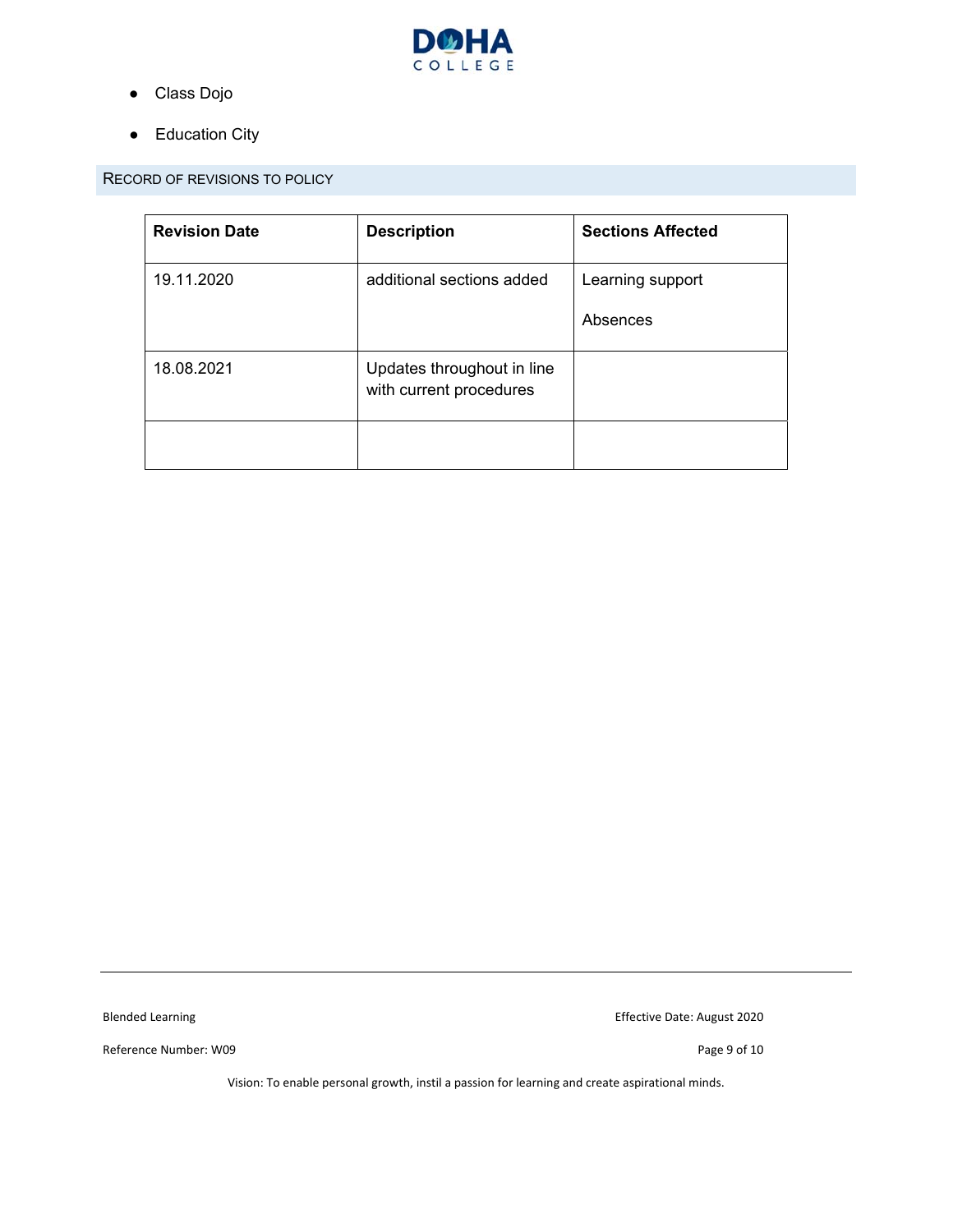- Class Dojo
- Education City

## Record of Revisions to Policy

| Revision Date | Description | Sections Affected |
|---|---|---|
| 19.11.2020 | additional sections added | Learning support<br><br>Absences |
| 18.08.2021 | Updates throughout in line with current procedures | |
| | | |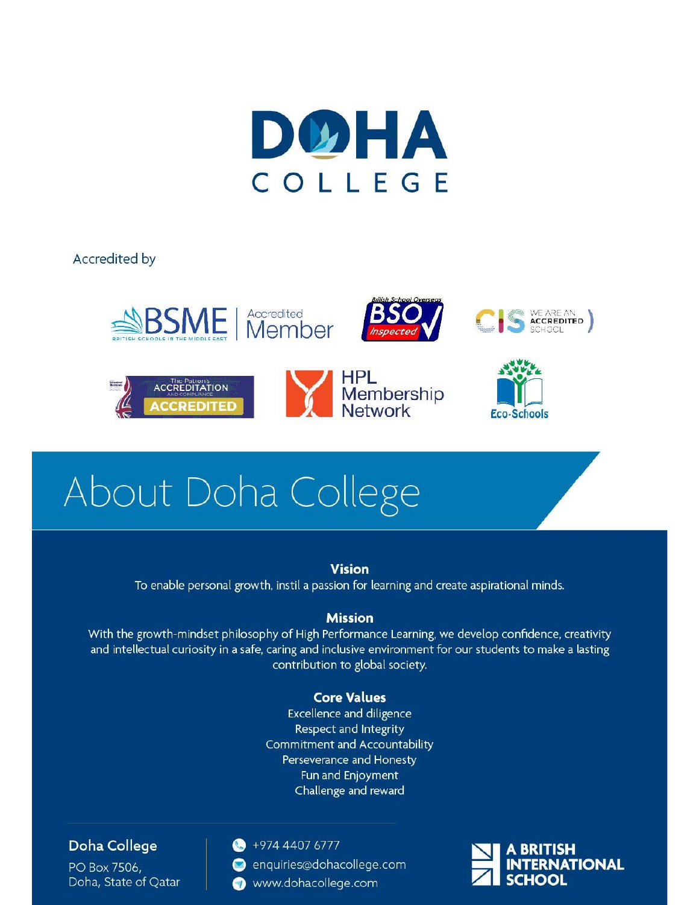# DOHA COLLEGE

Accredited by

BSME | Accredited Member — BRITISH SCHOOLS IN THE MIDDLE EAST

British School Overseas — BSO Inspected

CIS — WE ARE AN ACCREDITED SCHOOL

The Patron's ACCREDITATION AND COMPLIANCE — ACCREDITED

HPL Membership Network

Eco-Schools

## About Doha College

### Vision

To enable personal growth, instil a passion for learning and create aspirational minds.

### Mission

With the growth-mindset philosophy of High Performance Learning, we develop confidence, creativity and intellectual curiosity in a safe, caring and inclusive environment for our students to make a lasting contribution to global society.

### Core Values

Excellence and diligence
Respect and Integrity
Commitment and Accountability
Perseverance and Honesty
Fun and Enjoyment
Challenge and reward

**Doha College**

PO Box 7506,
Doha, State of Qatar

+974 4407 6777
enquiries@dohacollege.com
www.dohacollege.com

A BRITISH INTERNATIONAL SCHOOL